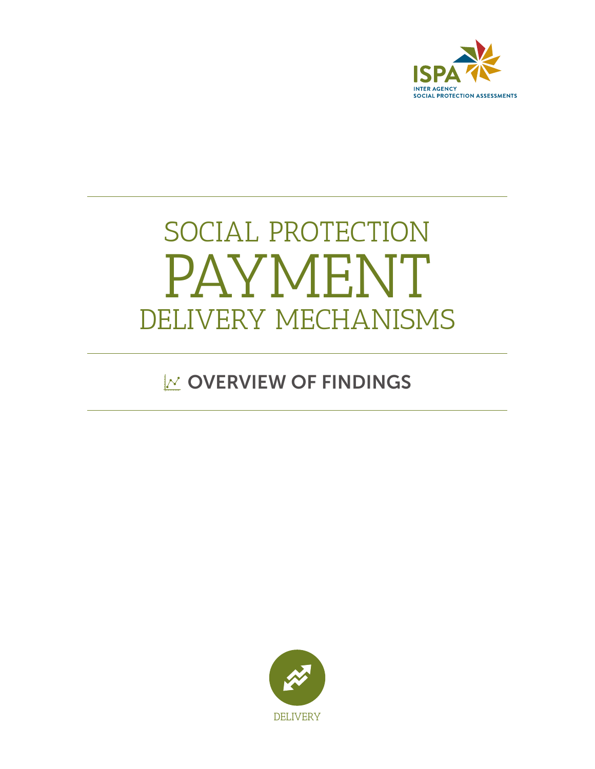ISPA

INTER AGENCY
SOCIAL PROTECTION ASSESSMENTS

# SOCIAL PROTECTION PAYMENT DELIVERY MECHANISMS

## OVERVIEW OF FINDINGS

DELIVERY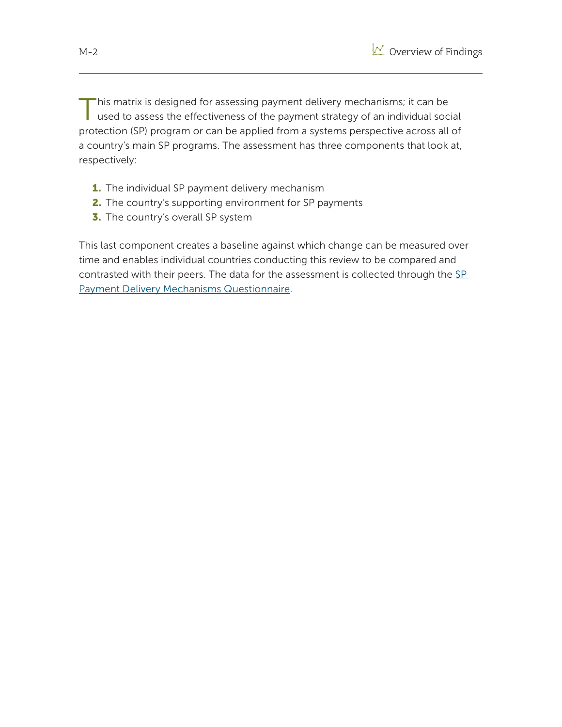This matrix is designed for assessing payment delivery mechanisms; it can be used to assess the effectiveness of the payment strategy of an individual social protection (SP) program or can be applied from a systems perspective across all of a country's main SP programs. The assessment has three components that look at, respectively:

1. The individual SP payment delivery mechanism
2. The country's supporting environment for SP payments
3. The country's overall SP system

This last component creates a baseline against which change can be measured over time and enables individual countries conducting this review to be compared and contrasted with their peers. The data for the assessment is collected through the SP Payment Delivery Mechanisms Questionnaire.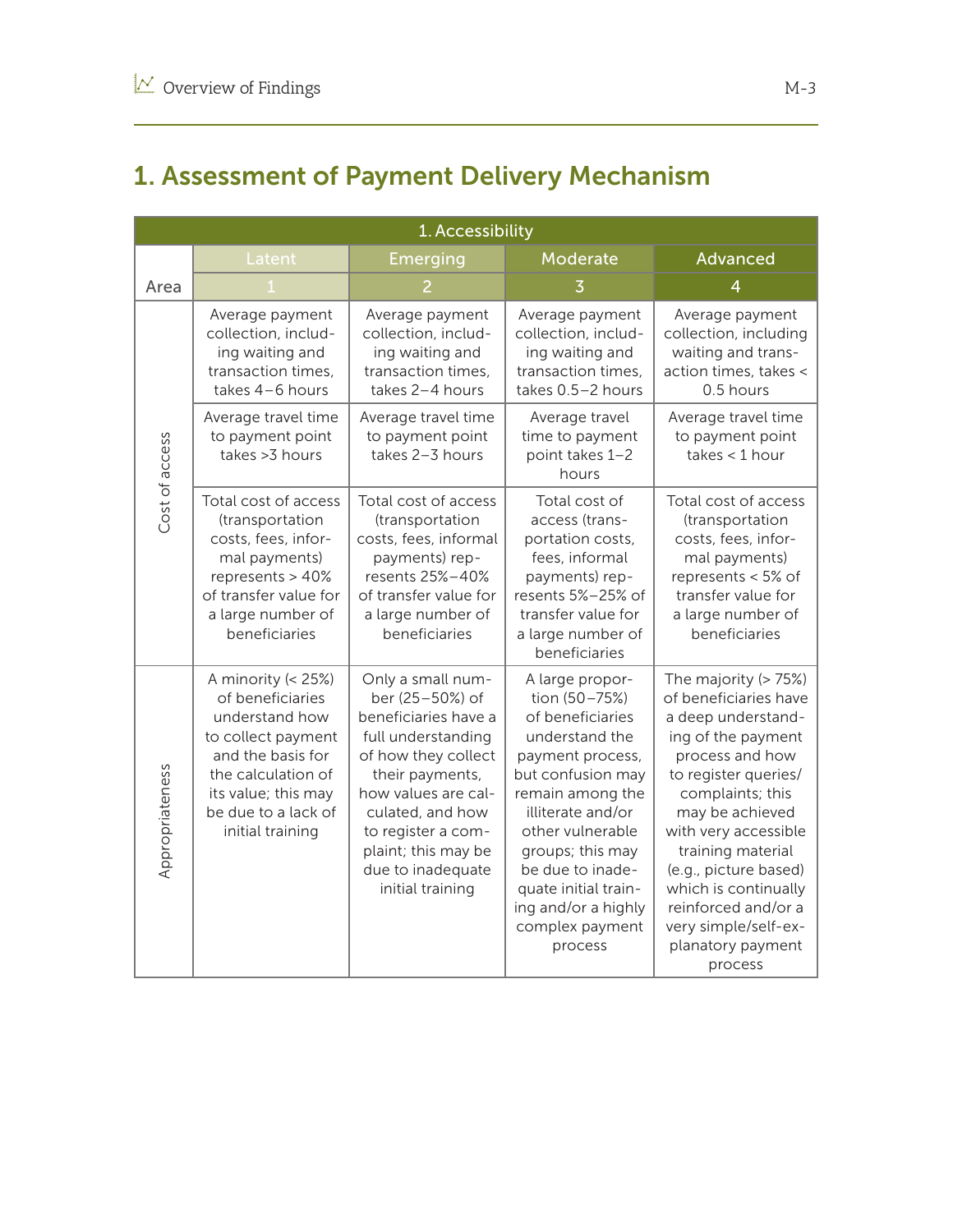# 1. Assessment of Payment Delivery Mechanism

| 1. Accessibility | | | | | |
|---|---|---|---|---|---|
| | | Latent | Emerging | Moderate | Advanced |
| Area | | 1 | 2 | 3 | 4 |
| Cost of access | | Average payment collection, including waiting and transaction times, takes 4–6 hours | Average payment collection, including waiting and transaction times, takes 2–4 hours | Average payment collection, including waiting and transaction times, takes 0.5–2 hours | Average payment collection, including waiting and transaction times, takes < 0.5 hours |
| | | Average travel time to payment point takes >3 hours | Average travel time to payment point takes 2–3 hours | Average travel time to payment point takes 1–2 hours | Average travel time to payment point takes < 1 hour |
| | | Total cost of access (transportation costs, fees, informal payments) represents > 40% of transfer value for a large number of beneficiaries | Total cost of access (transportation costs, fees, informal payments) represents 25%–40% of transfer value for a large number of beneficiaries | Total cost of access (transportation costs, fees, informal payments) represents 5%–25% of transfer value for a large number of beneficiaries | Total cost of access (transportation costs, fees, informal payments) represents < 5% of transfer value for a large number of beneficiaries |
| Appropriateness | | A minority (< 25%) of beneficiaries understand how to collect payment and the basis for the calculation of its value; this may be due to a lack of initial training | Only a small number (25–50%) of beneficiaries have a full understanding of how they collect their payments, how values are calculated, and how to register a complaint; this may be due to inadequate initial training | A large proportion (50–75%) of beneficiaries understand the payment process, but confusion may remain among the illiterate and/or other vulnerable groups; this may be due to inadequate initial training and/or a highly complex payment process | The majority (> 75%) of beneficiaries have a deep understanding of the payment process and how to register queries/complaints; this may be achieved with very accessible training material (e.g., picture based) which is continually reinforced and/or a very simple/self-explanatory payment process |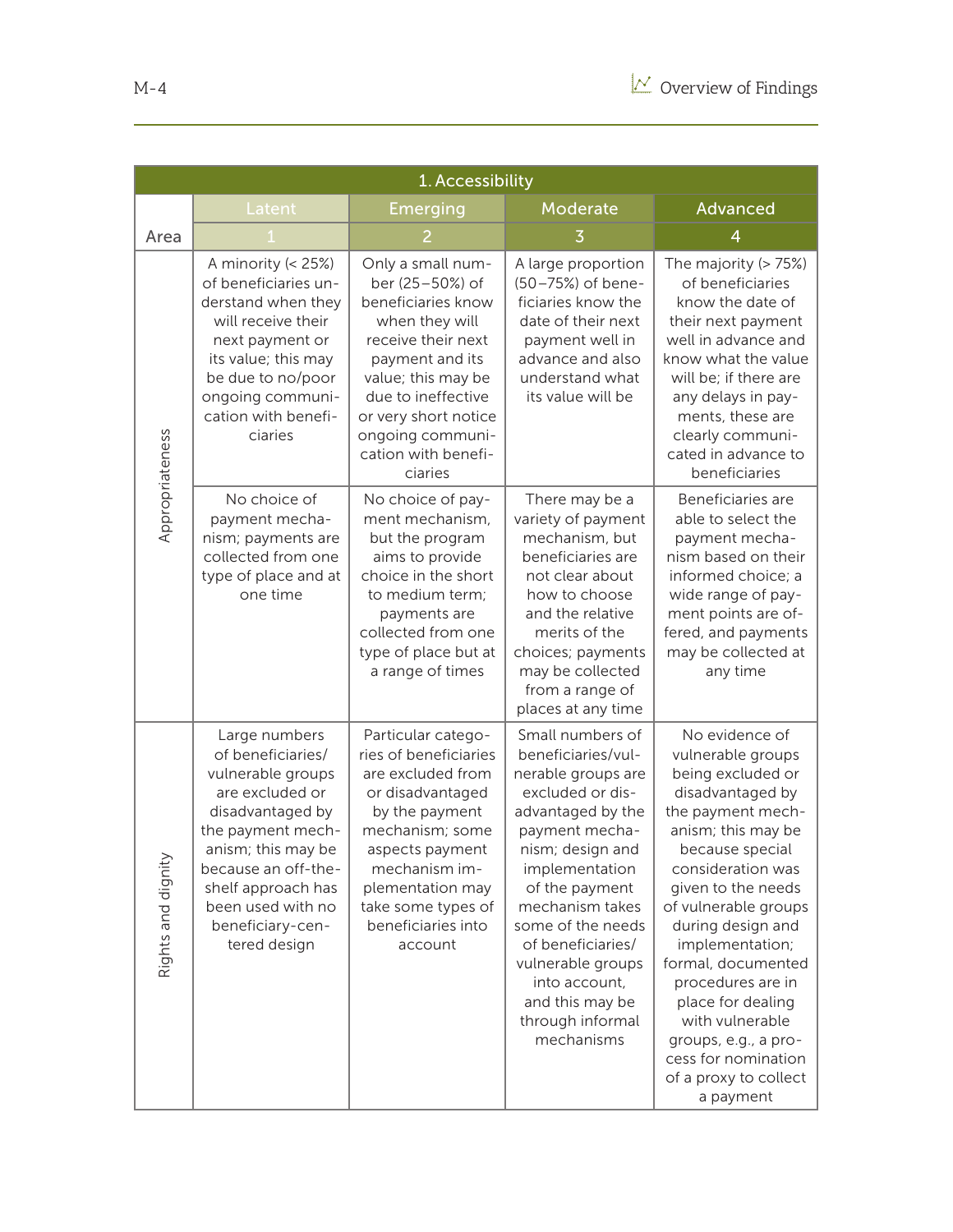| 1. Accessibility | | | | |
|---|---|---|---|---|
| | Latent | Emerging | Moderate | Advanced |
| Area | 1 | 2 | 3 | 4 |
| Appropriateness | A minority (< 25%) of beneficiaries understand when they will receive their next payment or its value; this may be due to no/poor ongoing communication with beneficiaries | Only a small number (25–50%) of beneficiaries know when they will receive their next payment and its value; this may be due to ineffective or very short notice ongoing communication with beneficiaries | A large proportion (50–75%) of beneficiaries know the date of their next payment well in advance and also understand what its value will be | The majority (> 75%) of beneficiaries know the date of their next payment well in advance and know what the value will be; if there are any delays in payments, these are clearly communicated in advance to beneficiaries |
| | No choice of payment mechanism; payments are collected from one type of place and at one time | No choice of payment mechanism, but the program aims to provide choice in the short to medium term; payments are collected from one type of place but at a range of times | There may be a variety of payment mechanism, but beneficiaries are not clear about how to choose and the relative merits of the choices; payments may be collected from a range of places at any time | Beneficiaries are able to select the payment mechanism based on their informed choice; a wide range of payment points are offered, and payments may be collected at any time |
| Rights and dignity | Large numbers of beneficiaries/vulnerable groups are excluded or disadvantaged by the payment mechanism; this may be because an off-the-shelf approach has been used with no beneficiary-centered design | Particular categories of beneficiaries are excluded from or disadvantaged by the payment mechanism; some aspects payment mechanism implementation may take some types of beneficiaries into account | Small numbers of beneficiaries/vulnerable groups are excluded or disadvantaged by the payment mechanism; design and implementation of the payment mechanism takes some of the needs of beneficiaries/vulnerable groups into account, and this may be through informal mechanisms | No evidence of vulnerable groups being excluded or disadvantaged by the payment mechanism; this may be because special consideration was given to the needs of vulnerable groups during design and implementation; formal, documented procedures are in place for dealing with vulnerable groups, e.g., a process for nomination of a proxy to collect a payment |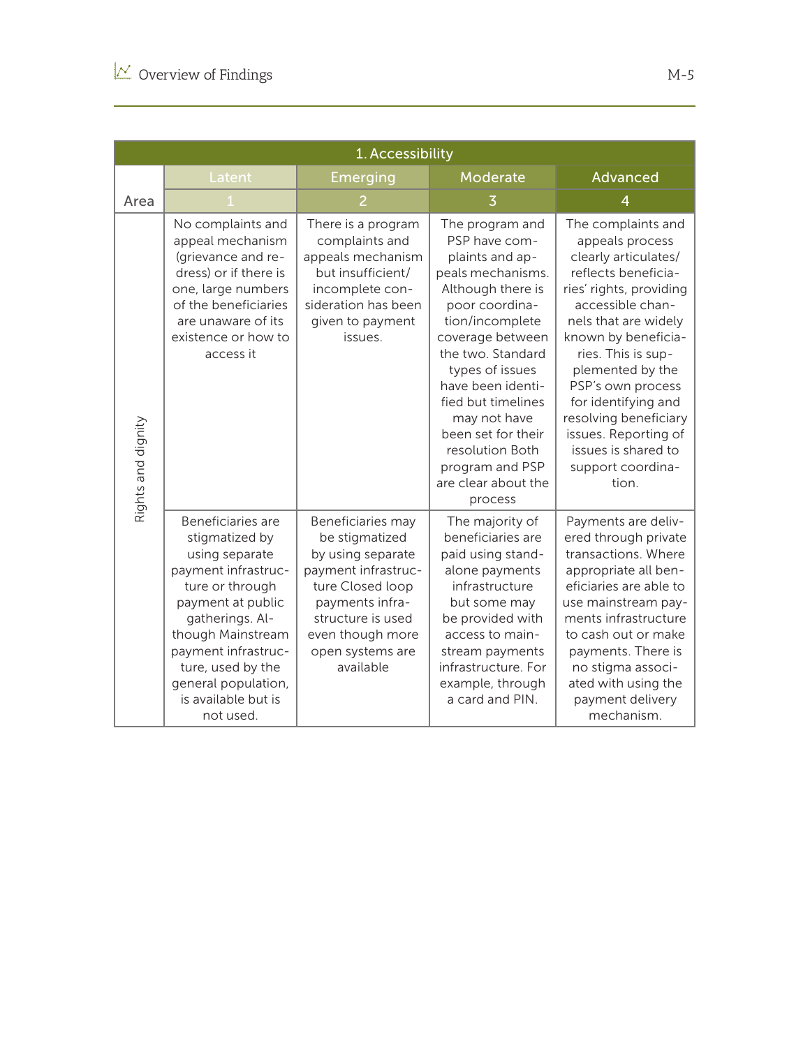| 1. Accessibility | | | | |
|---|---|---|---|---|
| | Latent | Emerging | Moderate | Advanced |
| Area | 1 | 2 | 3 | 4 |
| Rights and dignity | No complaints and appeal mechanism (grievance and redress) or if there is one, large numbers of the beneficiaries are unaware of its existence or how to access it | There is a program complaints and appeals mechanism but insufficient/ incomplete consideration has been given to payment issues. | The program and PSP have complaints and appeals mechanisms. Although there is poor coordination/incomplete coverage between the two. Standard types of issues have been identified but timelines may not have been set for their resolution Both program and PSP are clear about the process | The complaints and appeals process clearly articulates/ reflects beneficiaries' rights, providing accessible channels that are widely known by beneficiaries. This is supplemented by the PSP's own process for identifying and resolving beneficiary issues. Reporting of issues is shared to support coordination. |
| | Beneficiaries are stigmatized by using separate payment infrastructure or through payment at public gatherings. Although Mainstream payment infrastructure, used by the general population, is available but is not used. | Beneficiaries may be stigmatized by using separate payment infrastructure Closed loop payments infrastructure is used even though more open systems are available | The majority of beneficiaries are paid using standalone payments infrastructure but some may be provided with access to mainstream payments infrastructure. For example, through a card and PIN. | Payments are delivered through private transactions. Where appropriate all beneficiaries are able to use mainstream payments infrastructure to cash out or make payments. There is no stigma associated with using the payment delivery mechanism. |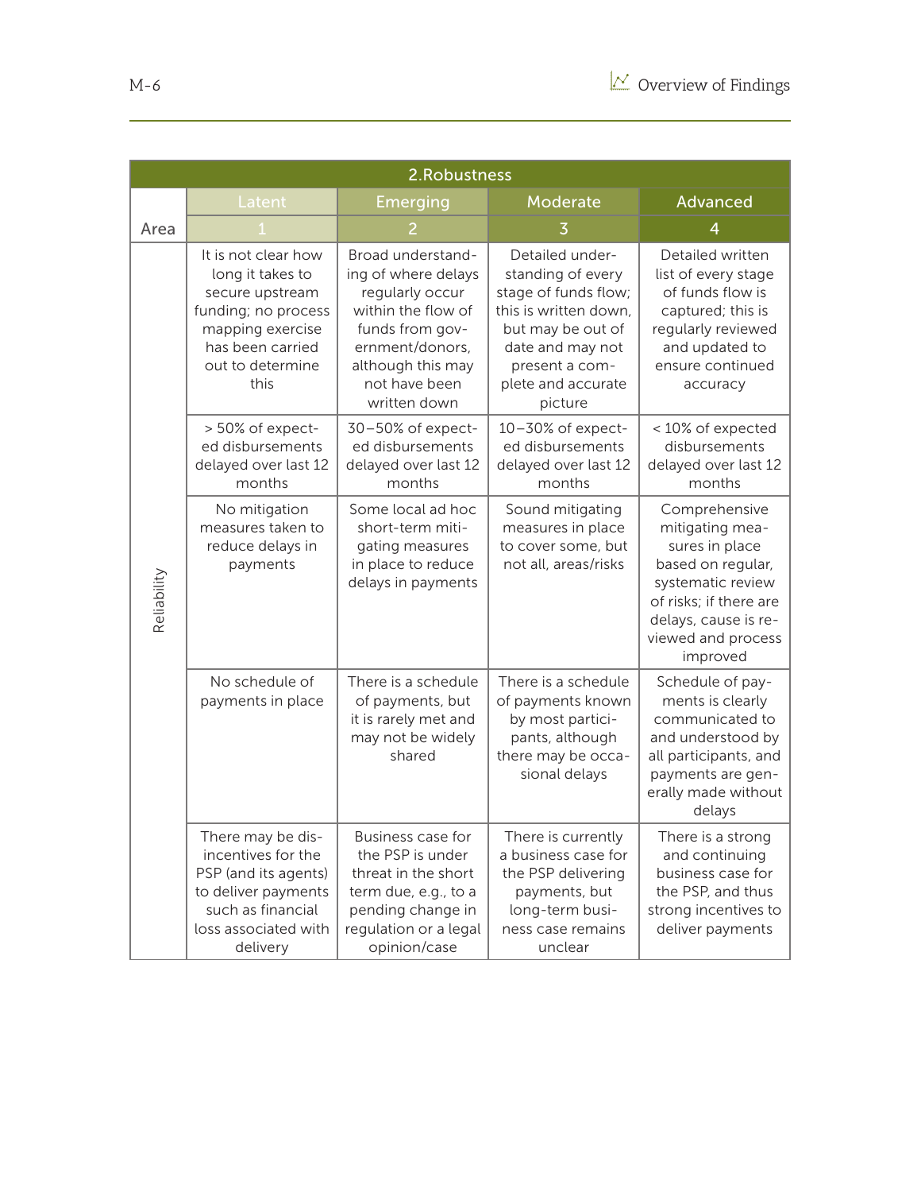| 2.Robustness | | | | |
|---|---|---|---|---|
| | Latent | Emerging | Moderate | Advanced |
| Area | 1 | 2 | 3 | 4 |
| Reliability | It is not clear how long it takes to secure upstream funding; no process mapping exercise has been carried out to determine this | Broad understanding of where delays regularly occur within the flow of funds from government/donors, although this may not have been written down | Detailed understanding of every stage of funds flow; this is written down, but may be out of date and may not present a complete and accurate picture | Detailed written list of every stage of funds flow is captured; this is regularly reviewed and updated to ensure continued accuracy |
| | > 50% of expected disbursements delayed over last 12 months | 30–50% of expected disbursements delayed over last 12 months | 10–30% of expected disbursements delayed over last 12 months | < 10% of expected disbursements delayed over last 12 months |
| | No mitigation measures taken to reduce delays in payments | Some local ad hoc short-term mitigating measures in place to reduce delays in payments | Sound mitigating measures in place to cover some, but not all, areas/risks | Comprehensive mitigating measures in place based on regular, systematic review of risks; if there are delays, cause is reviewed and process improved |
| | No schedule of payments in place | There is a schedule of payments, but it is rarely met and may not be widely shared | There is a schedule of payments known by most participants, although there may be occasional delays | Schedule of payments is clearly communicated to and understood by all participants, and payments are generally made without delays |
| | There may be disincentives for the PSP (and its agents) to deliver payments such as financial loss associated with delivery | Business case for the PSP is under threat in the short term due, e.g., to a pending change in regulation or a legal opinion/case | There is currently a business case for the PSP delivering payments, but long-term business case remains unclear | There is a strong and continuing business case for the PSP, and thus strong incentives to deliver payments |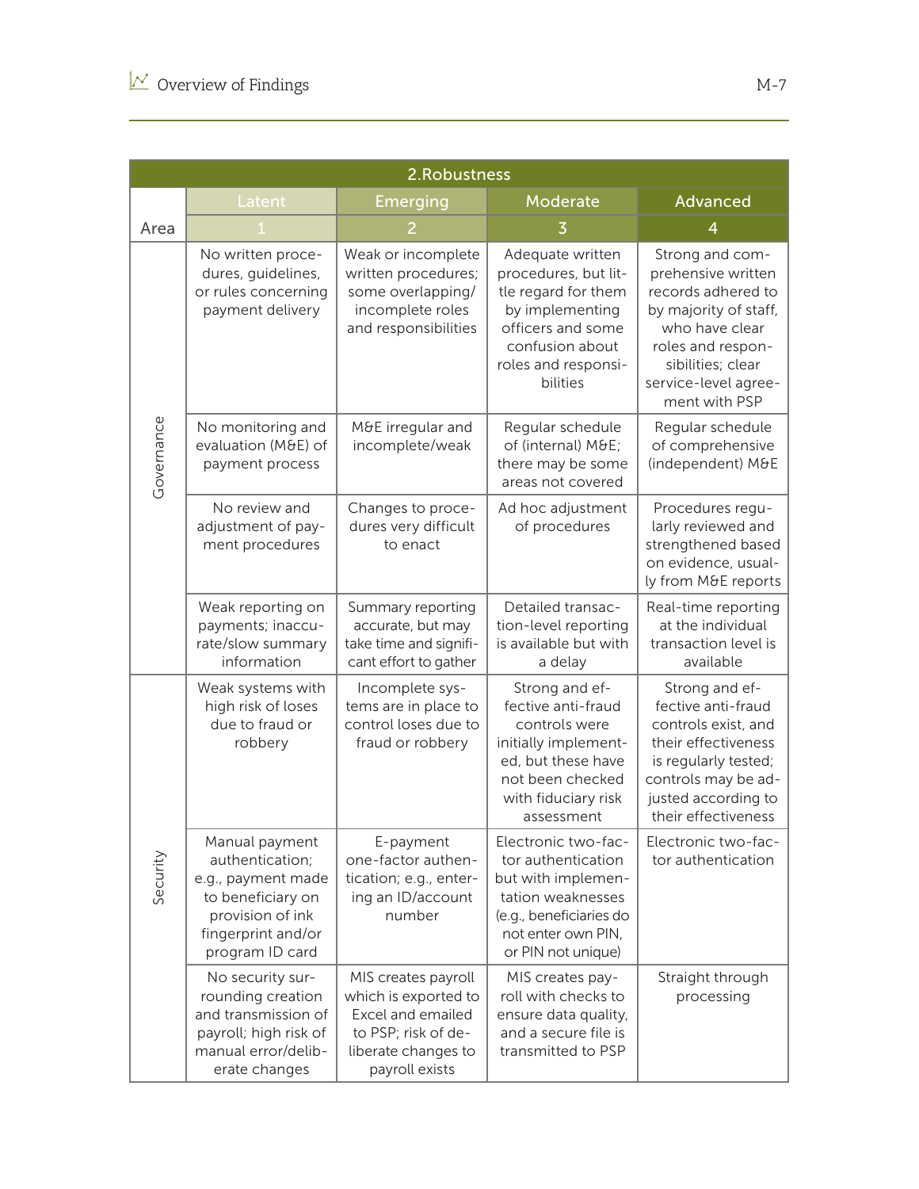| 2.Robustness | | | | |
|---|---|---|---|---|
| | Latent | Emerging | Moderate | Advanced |
| Area | 1 | 2 | 3 | 4 |
| Governance | No written procedures, guidelines, or rules concerning payment delivery | Weak or incomplete written procedures; some overlapping/ incomplete roles and responsibilities | Adequate written procedures, but little regard for them by implementing officers and some confusion about roles and responsibilities | Strong and comprehensive written records adhered to by majority of staff, who have clear roles and responsibilities; clear service-level agreement with PSP |
| Governance | No monitoring and evaluation (M&E) of payment process | M&E irregular and incomplete/weak | Regular schedule of (internal) M&E; there may be some areas not covered | Regular schedule of comprehensive (independent) M&E |
| Governance | No review and adjustment of payment procedures | Changes to procedures very difficult to enact | Ad hoc adjustment of procedures | Procedures regularly reviewed and strengthened based on evidence, usually from M&E reports |
| Governance | Weak reporting on payments; inaccurate/slow summary information | Summary reporting accurate, but may take time and significant effort to gather | Detailed transaction-level reporting is available but with a delay | Real-time reporting at the individual transaction level is available |
| Security | Weak systems with high risk of loses due to fraud or robbery | Incomplete systems are in place to control loses due to fraud or robbery | Strong and effective anti-fraud controls were initially implemented, but these have not been checked with fiduciary risk assessment | Strong and effective anti-fraud controls exist, and their effectiveness is regularly tested; controls may be adjusted according to their effectiveness |
| Security | Manual payment authentication; e.g., payment made to beneficiary on provision of ink fingerprint and/or program ID card | E-payment one-factor authentication; e.g., entering an ID/account number | Electronic two-factor authentication but with implementation weaknesses (e.g., beneficiaries do not enter own PIN, or PIN not unique) | Electronic two-factor authentication |
| Security | No security surrounding creation and transmission of payroll; high risk of manual error/deliberate changes | MIS creates payroll which is exported to Excel and emailed to PSP; risk of deliberate changes to payroll exists | MIS creates payroll with checks to ensure data quality, and a secure file is transmitted to PSP | Straight through processing |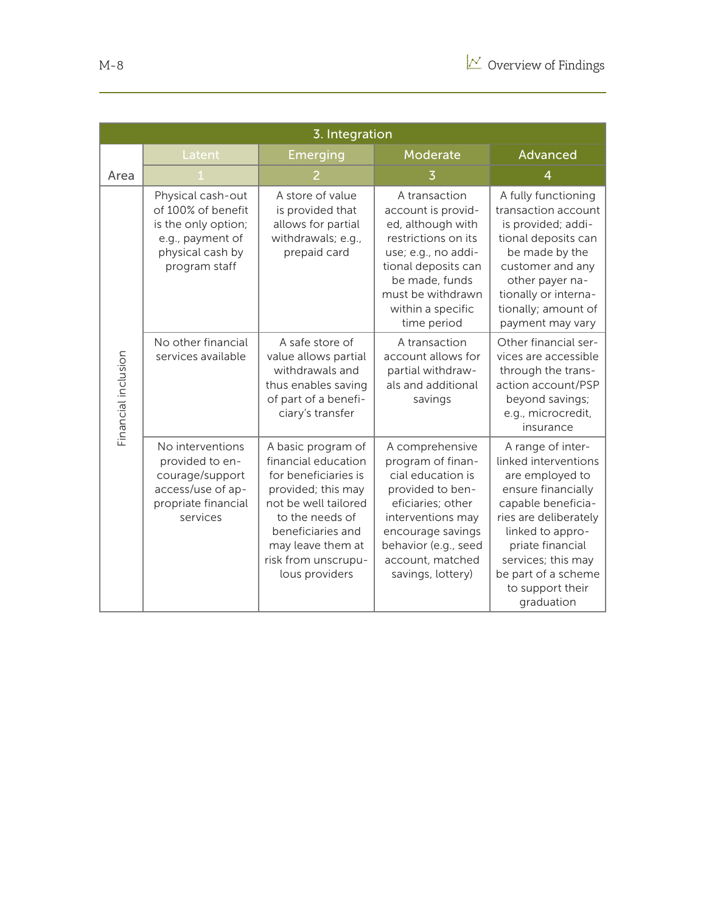| 3. Integration | | | | |
|---|---|---|---|---|
| | Latent | Emerging | Moderate | Advanced |
| Area | 1 | 2 | 3 | 4 |
| Financial inclusion | Physical cash-out of 100% of benefit is the only option; e.g., payment of physical cash by program staff | A store of value is provided that allows for partial withdrawals; e.g., prepaid card | A transaction account is provided, although with restrictions on its use; e.g., no additional deposits can be made, funds must be withdrawn within a specific time period | A fully functioning transaction account is provided; additional deposits can be made by the customer and any other payer nationally or internationally; amount of payment may vary |
| | No other financial services available | A safe store of value allows partial withdrawals and thus enables saving of part of a beneficiary's transfer | A transaction account allows for partial withdrawals and additional savings | Other financial services are accessible through the transaction account/PSP beyond savings; e.g., microcredit, insurance |
| | No interventions provided to encourage/support access/use of appropriate financial services | A basic program of financial education for beneficiaries is provided; this may not be well tailored to the needs of beneficiaries and may leave them at risk from unscrupulous providers | A comprehensive program of financial education is provided to beneficiaries; other interventions may encourage savings behavior (e.g., seed account, matched savings, lottery) | A range of interlinked interventions are employed to ensure financially capable beneficiaries are deliberately linked to appropriate financial services; this may be part of a scheme to support their graduation |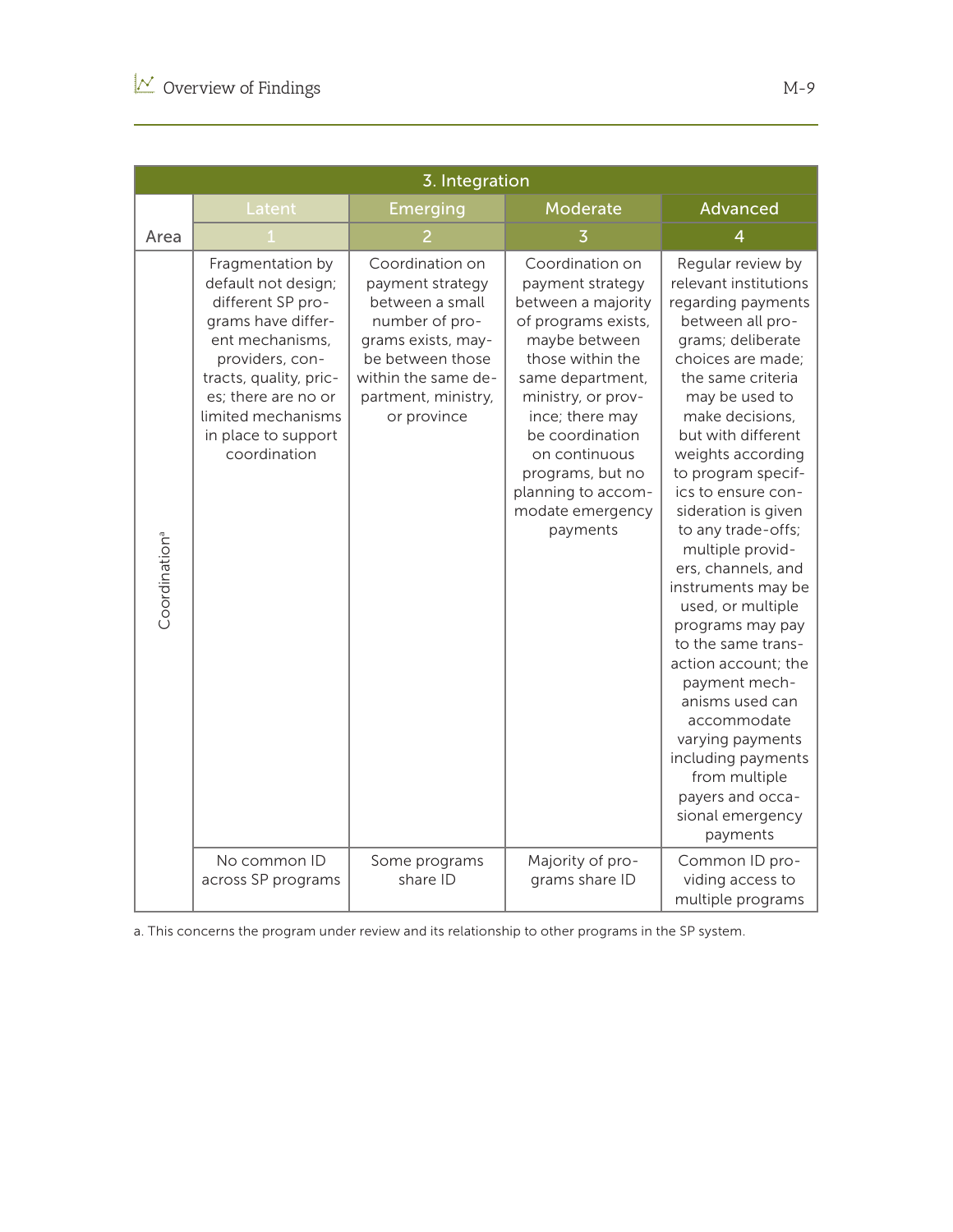| 3. Integration | | | | |
|---|---|---|---|---|
| | Latent | Emerging | Moderate | Advanced |
| Area | 1 | 2 | 3 | 4 |
| Coordination[a] | Fragmentation by default not design; different SP programs have different mechanisms, providers, contracts, quality, prices; there are no or limited mechanisms in place to support coordination | Coordination on payment strategy between a small number of programs exists, maybe between those within the same department, ministry, or province | Coordination on payment strategy between a majority of programs exists, maybe between those within the same department, ministry, or province; there may be coordination on continuous programs, but no planning to accommodate emergency payments | Regular review by relevant institutions regarding payments between all programs; deliberate choices are made; the same criteria may be used to make decisions, but with different weights according to program specifics to ensure consideration is given to any trade-offs; multiple providers, channels, and instruments may be used, or multiple programs may pay to the same transaction account; the payment mechanisms used can accommodate varying payments including payments from multiple payers and occasional emergency payments |
| | No common ID across SP programs | Some programs share ID | Majority of programs share ID | Common ID providing access to multiple programs |

a. This concerns the program under review and its relationship to other programs in the SP system.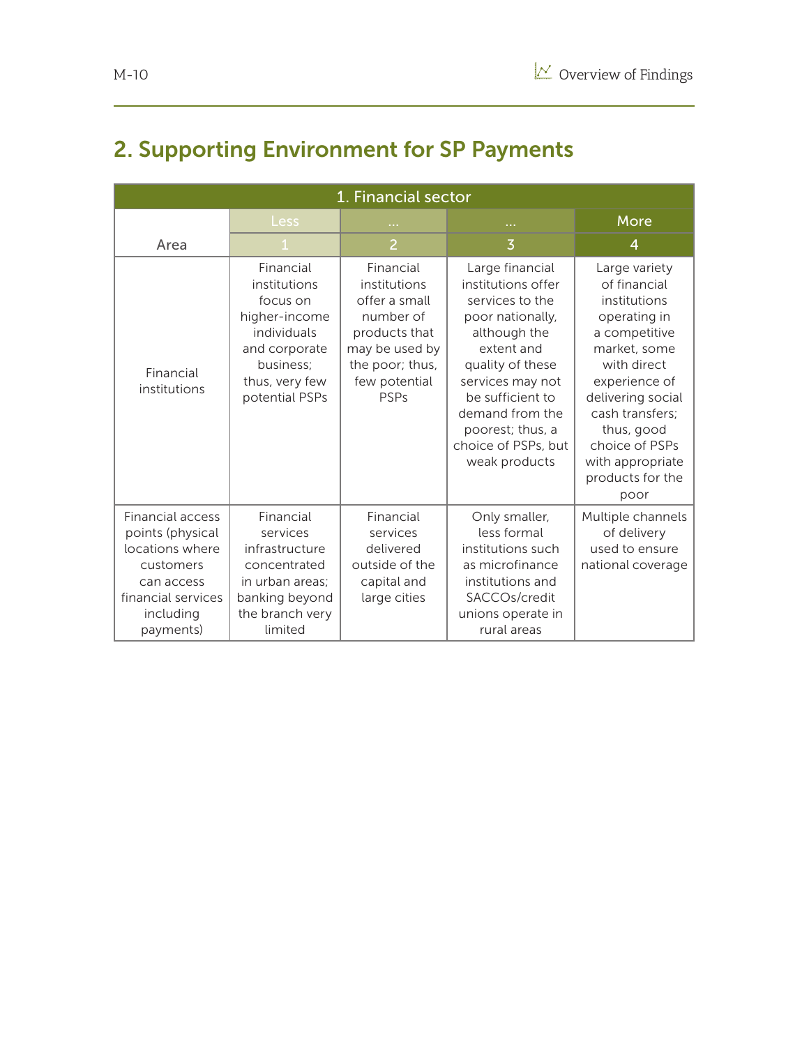## 2. Supporting Environment for SP Payments

| 1. Financial sector | | | | |
|---|---|---|---|---|
| | Less | ... | ... | More |
| Area | 1 | 2 | 3 | 4 |
| Financial institutions | Financial institutions focus on higher-income individuals and corporate business; thus, very few potential PSPs | Financial institutions offer a small number of products that may be used by the poor; thus, few potential PSPs | Large financial institutions offer services to the poor nationally, although the extent and quality of these services may not be sufficient to demand from the poorest; thus, a choice of PSPs, but weak products | Large variety of financial institutions operating in a competitive market, some with direct experience of delivering social cash transfers; thus, good choice of PSPs with appropriate products for the poor |
| Financial access points (physical locations where customers can access financial services including payments) | Financial services infrastructure concentrated in urban areas; banking beyond the branch very limited | Financial services delivered outside of the capital and large cities | Only smaller, less formal institutions such as microfinance institutions and SACCOs/credit unions operate in rural areas | Multiple channels of delivery used to ensure national coverage |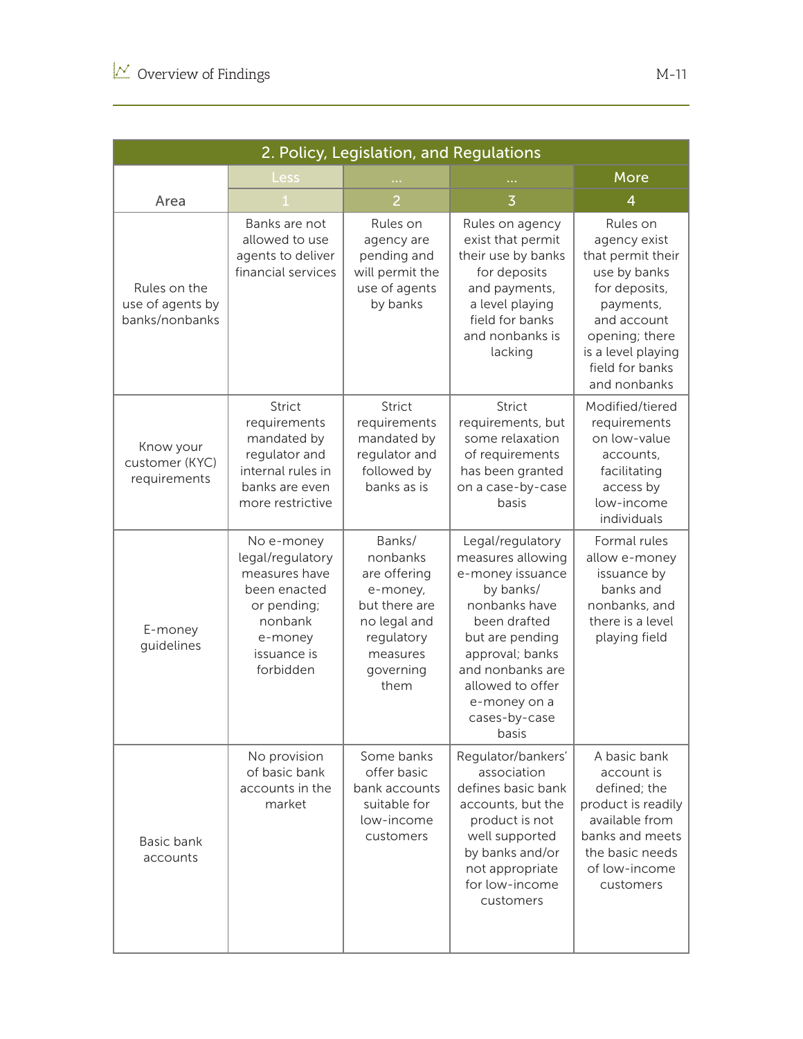| 2. Policy, Legislation, and Regulations | | | | |
|---|---|---|---|---|
| | Less | ... | ... | More |
| Area | 1 | 2 | 3 | 4 |
| Rules on the use of agents by banks/nonbanks | Banks are not allowed to use agents to deliver financial services | Rules on agency are pending and will permit the use of agents by banks | Rules on agency exist that permit their use by banks for deposits and payments, a level playing field for banks and nonbanks is lacking | Rules on agency exist that permit their use by banks for deposits, payments, and account opening; there is a level playing field for banks and nonbanks |
| Know your customer (KYC) requirements | Strict requirements mandated by regulator and internal rules in banks are even more restrictive | Strict requirements mandated by regulator and followed by banks as is | Strict requirements, but some relaxation of requirements has been granted on a case-by-case basis | Modified/tiered requirements on low-value accounts, facilitating access by low-income individuals |
| E-money guidelines | No e-money legal/regulatory measures have been enacted or pending; nonbank e-money issuance is forbidden | Banks/ nonbanks are offering e-money, but there are no legal and regulatory measures governing them | Legal/regulatory measures allowing e-money issuance by banks/ nonbanks have been drafted but are pending approval; banks and nonbanks are allowed to offer e-money on a cases-by-case basis | Formal rules allow e-money issuance by banks and nonbanks, and there is a level playing field |
| Basic bank accounts | No provision of basic bank accounts in the market | Some banks offer basic bank accounts suitable for low-income customers | Regulator/bankers' association defines basic bank accounts, but the product is not well supported by banks and/or not appropriate for low-income customers | A basic bank account is defined; the product is readily available from banks and meets the basic needs of low-income customers |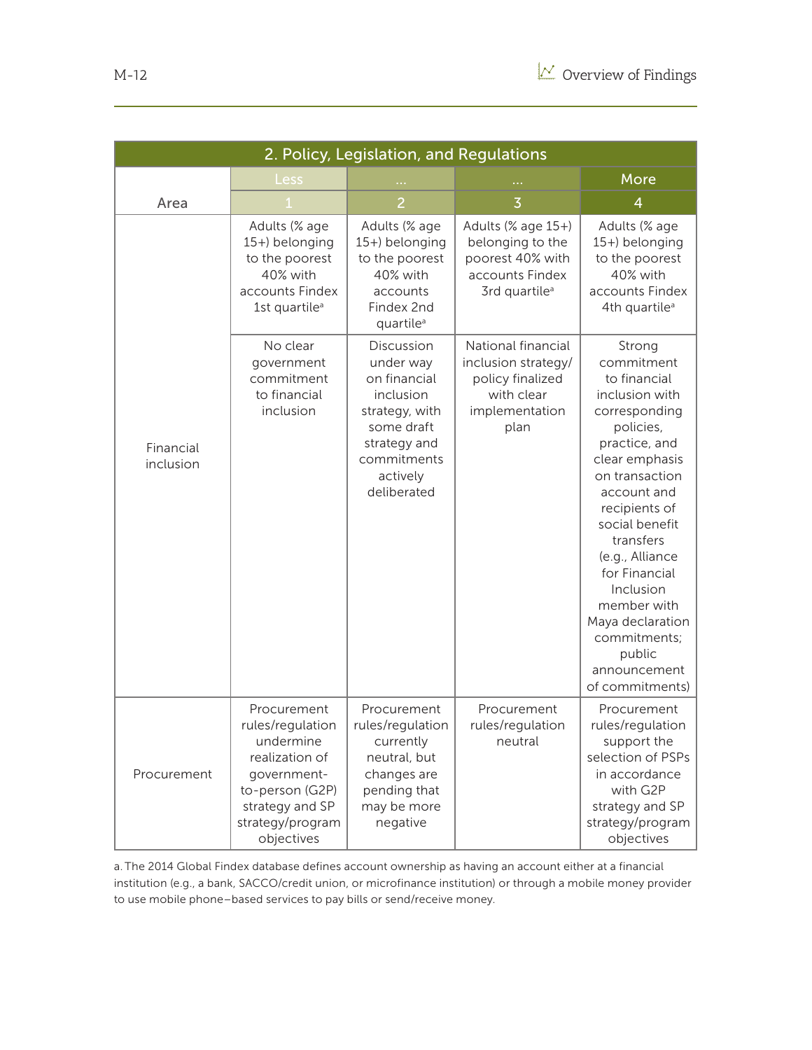| 2. Policy, Legislation, and Regulations | | | | |
|---|---|---|---|---|
| | Less | … | … | More |
| Area | 1 | 2 | 3 | 4 |
| Financial inclusion | Adults (% age 15+) belonging to the poorest 40% with accounts Findex 1st quartile[a] | Adults (% age 15+) belonging to the poorest 40% with accounts Findex 2nd quartile[a] | Adults (% age 15+) belonging to the poorest 40% with accounts Findex 3rd quartile[a] | Adults (% age 15+) belonging to the poorest 40% with accounts Findex 4th quartile[a] |
| | No clear government commitment to financial inclusion | Discussion under way on financial inclusion strategy, with some draft strategy and commitments actively deliberated | National financial inclusion strategy/ policy finalized with clear implementation plan | Strong commitment to financial inclusion with corresponding policies, practice, and clear emphasis on transaction account and recipients of social benefit transfers (e.g., Alliance for Financial Inclusion member with Maya declaration commitments; public announcement of commitments) |
| Procurement | Procurement rules/regulation undermine realization of government-to-person (G2P) strategy and SP strategy/program objectives | Procurement rules/regulation currently neutral, but changes are pending that may be more negative | Procurement rules/regulation neutral | Procurement rules/regulation support the selection of PSPs in accordance with G2P strategy and SP strategy/program objectives |

a. The 2014 Global Findex database defines account ownership as having an account either at a financial institution (e.g., a bank, SACCO/credit union, or microfinance institution) or through a mobile money provider to use mobile phone–based services to pay bills or send/receive money.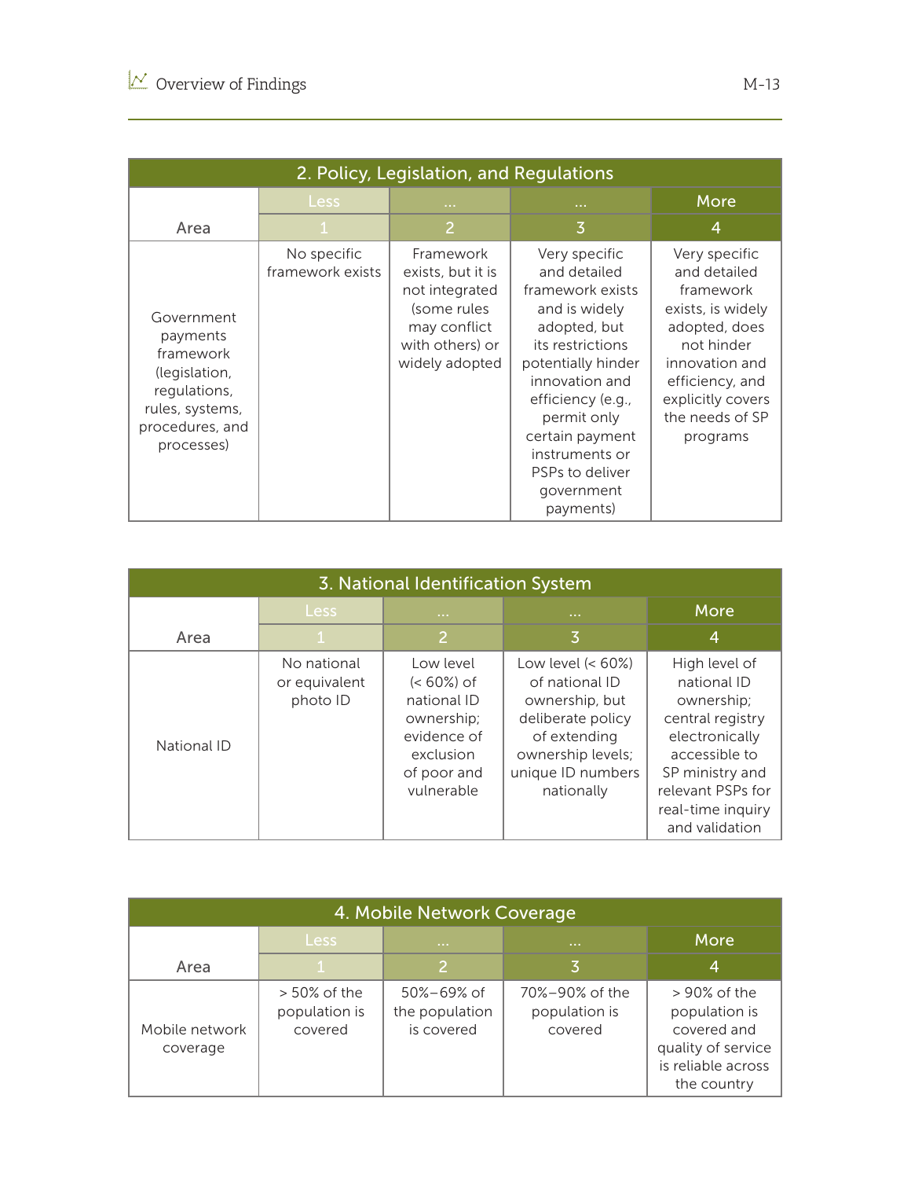| 2. Policy, Legislation, and Regulations | | | | |
|---|---|---|---|---|
| | Less | ... | ... | More |
| Area | 1 | 2 | 3 | 4 |
| Government payments framework (legislation, regulations, rules, systems, procedures, and processes) | No specific framework exists | Framework exists, but it is not integrated (some rules may conflict with others) or widely adopted | Very specific and detailed framework exists and is widely adopted, but its restrictions potentially hinder innovation and efficiency (e.g., permit only certain payment instruments or PSPs to deliver government payments) | Very specific and detailed framework exists, is widely adopted, does not hinder innovation and efficiency, and explicitly covers the needs of SP programs |

| 3. National Identification System | | | | |
|---|---|---|---|---|
| | Less | ... | ... | More |
| Area | 1 | 2 | 3 | 4 |
| National ID | No national or equivalent photo ID | Low level (< 60%) of national ID ownership; evidence of exclusion of poor and vulnerable | Low level (< 60%) of national ID ownership, but deliberate policy of extending ownership levels; unique ID numbers nationally | High level of national ID ownership; central registry electronically accessible to SP ministry and relevant PSPs for real-time inquiry and validation |

| 4. Mobile Network Coverage | | | | |
|---|---|---|---|---|
| | Less | ... | ... | More |
| Area | 1 | 2 | 3 | 4 |
| Mobile network coverage | > 50% of the population is covered | 50%–69% of the population is covered | 70%–90% of the population is covered | > 90% of the population is covered and quality of service is reliable across the country |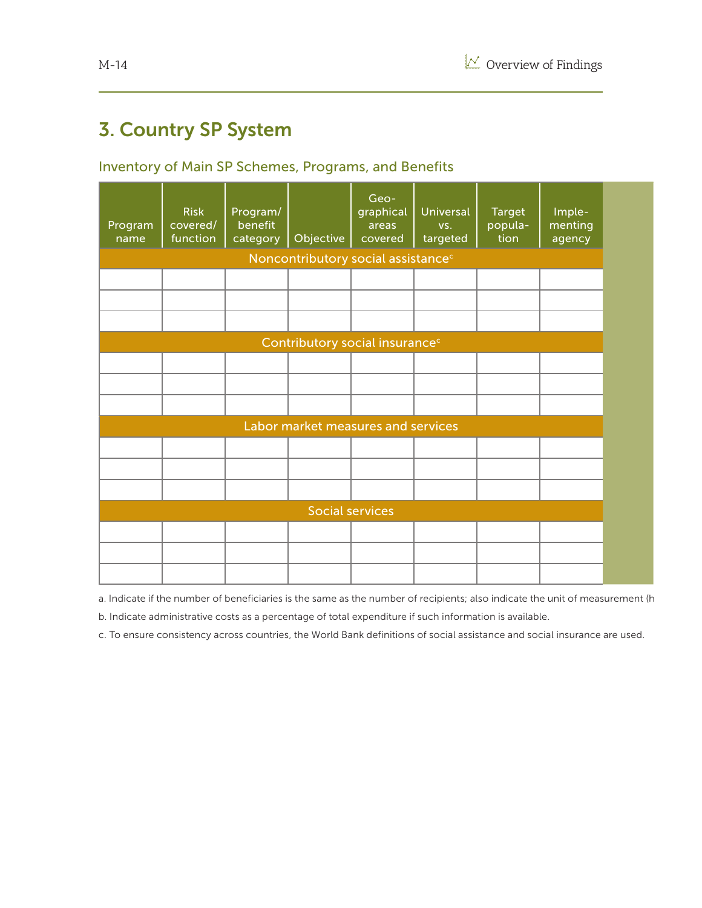## 3. Country SP System

### Inventory of Main SP Schemes, Programs, and Benefits

| Program name | Risk covered/ function | Program/ benefit category | Objective | Geo-graphical areas covered | Universal vs. targeted | Target popula-tion | Imple-menting agency |
|---|---|---|---|---|---|---|---|
| Noncontributory social assistance[c] | | | | | | | |
| | | | | | | | |
| | | | | | | | |
| | | | | | | | |
| Contributory social insurance[c] | | | | | | | |
| | | | | | | | |
| | | | | | | | |
| | | | | | | | |
| Labor market measures and services | | | | | | | |
| | | | | | | | |
| | | | | | | | |
| | | | | | | | |
| Social services | | | | | | | |
| | | | | | | | |
| | | | | | | | |
| | | | | | | | |

a. Indicate if the number of beneficiaries is the same as the number of recipients; also indicate the unit of measurement (h

b. Indicate administrative costs as a percentage of total expenditure if such information is available.

c. To ensure consistency across countries, the World Bank definitions of social assistance and social insurance are used.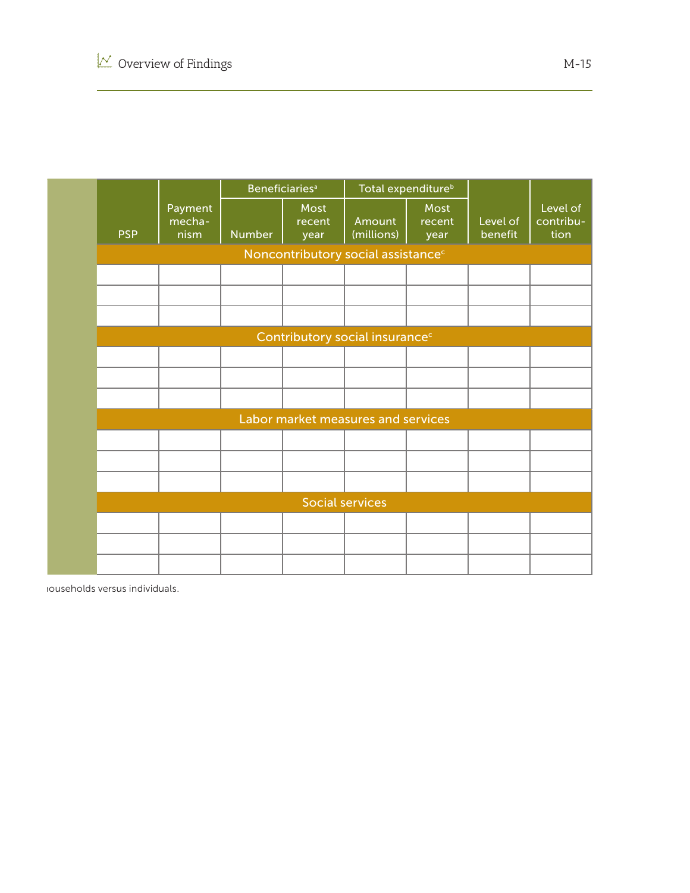| PSP | Payment mechanism | Beneficiaries[a] | | Total expenditure[b] | | Level of benefit | Level of contribution |
|---|---|---|---|---|---|---|---|
| | | Number | Most recent year | Amount (millions) | Most recent year | | |
| Noncontributory social assistance[c] | | | | | | | |
| | | | | | | | |
| | | | | | | | |
| | | | | | | | |
| Contributory social insurance[c] | | | | | | | |
| | | | | | | | |
| | | | | | | | |
| | | | | | | | |
| Labor market measures and services | | | | | | | |
| | | | | | | | |
| | | | | | | | |
| | | | | | | | |
| Social services | | | | | | | |
| | | | | | | | |
| | | | | | | | |
| | | | | | | | |

ıouseholds versus individuals.